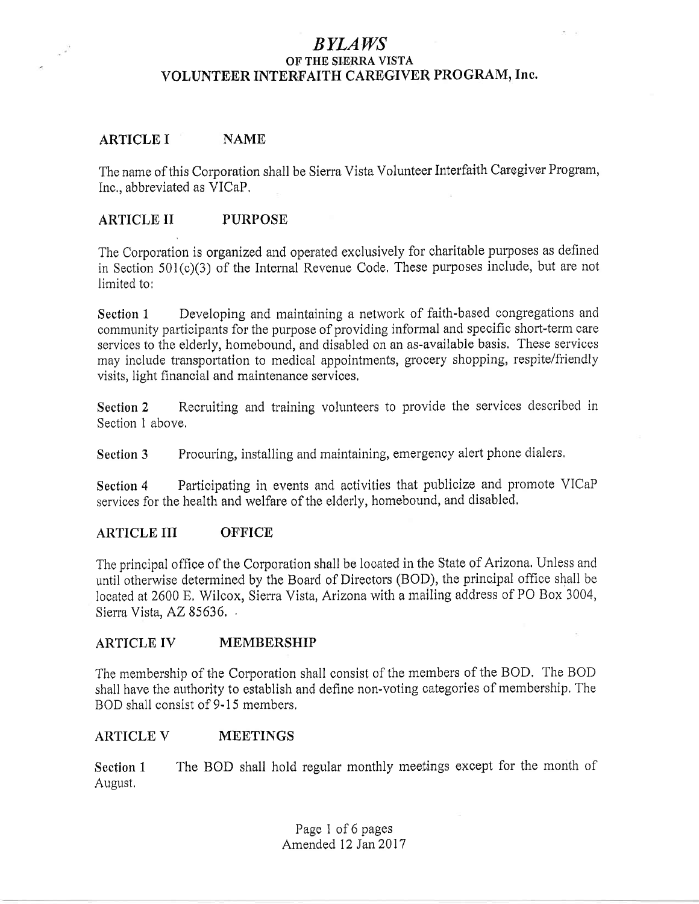# *BYLAWS*
## OF THE SIERRA VISTA
## VOLUNTEER INTERFAITH CAREGIVER PROGRAM, Inc.

### ARTICLE I NAME

The name of this Corporation shall be Sierra Vista Volunteer Interfaith Caregiver Program, Inc., abbreviated as VICaP.

### ARTICLE II PURPOSE

The Corporation is organized and operated exclusively for charitable purposes as defined in Section 501(c)(3) of the Internal Revenue Code. These purposes include, but are not limited to:

**Section 1** Developing and maintaining a network of faith-based congregations and community participants for the purpose of providing informal and specific short-term care services to the elderly, homebound, and disabled on an as-available basis. These services may include transportation to medical appointments, grocery shopping, respite/friendly visits, light financial and maintenance services.

**Section 2** Recruiting and training volunteers to provide the services described in Section 1 above.

**Section 3** Procuring, installing and maintaining, emergency alert phone dialers.

**Section 4** Participating in events and activities that publicize and promote VICaP services for the health and welfare of the elderly, homebound, and disabled.

### ARTICLE III OFFICE

The principal office of the Corporation shall be located in the State of Arizona. Unless and until otherwise determined by the Board of Directors (BOD), the principal office shall be located at 2600 E. Wilcox, Sierra Vista, Arizona with a mailing address of PO Box 3004, Sierra Vista, AZ 85636.

### ARTICLE IV MEMBERSHIP

The membership of the Corporation shall consist of the members of the BOD. The BOD shall have the authority to establish and define non-voting categories of membership. The BOD shall consist of 9-15 members.

### ARTICLE V MEETINGS

**Section 1** The BOD shall hold regular monthly meetings except for the month of August.

Amended 12 Jan 2017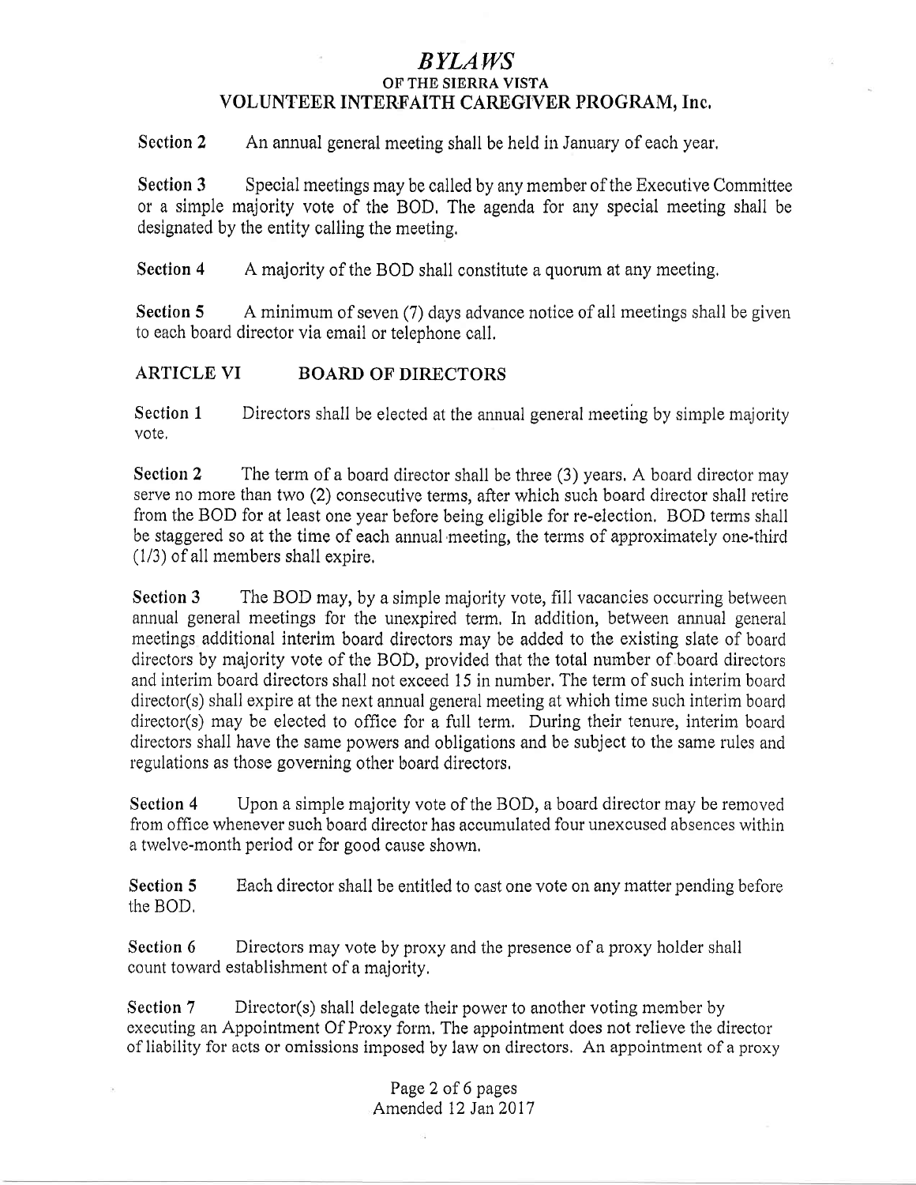**Section 2** An annual general meeting shall be held in January of each year.

**Section 3** Special meetings may be called by any member of the Executive Committee or a simple majority vote of the BOD. The agenda for any special meeting shall be designated by the entity calling the meeting.

**Section 4** A majority of the BOD shall constitute a quorum at any meeting.

**Section 5** A minimum of seven (7) days advance notice of all meetings shall be given to each board director via email or telephone call.

## ARTICLE VI BOARD OF DIRECTORS

**Section 1** Directors shall be elected at the annual general meeting by simple majority vote.

**Section 2** The term of a board director shall be three (3) years. A board director may serve no more than two (2) consecutive terms, after which such board director shall retire from the BOD for at least one year before being eligible for re-election. BOD terms shall be staggered so at the time of each annual meeting, the terms of approximately one-third (1/3) of all members shall expire.

**Section 3** The BOD may, by a simple majority vote, fill vacancies occurring between annual general meetings for the unexpired term. In addition, between annual general meetings additional interim board directors may be added to the existing slate of board directors by majority vote of the BOD, provided that the total number of board directors and interim board directors shall not exceed 15 in number. The term of such interim board director(s) shall expire at the next annual general meeting at which time such interim board director(s) may be elected to office for a full term. During their tenure, interim board directors shall have the same powers and obligations and be subject to the same rules and regulations as those governing other board directors.

**Section 4** Upon a simple majority vote of the BOD, a board director may be removed from office whenever such board director has accumulated four unexcused absences within a twelve-month period or for good cause shown.

**Section 5** Each director shall be entitled to cast one vote on any matter pending before the BOD.

**Section 6** Directors may vote by proxy and the presence of a proxy holder shall count toward establishment of a majority.

**Section 7** Director(s) shall delegate their power to another voting member by executing an Appointment Of Proxy form. The appointment does not relieve the director of liability for acts or omissions imposed by law on directors. An appointment of a proxy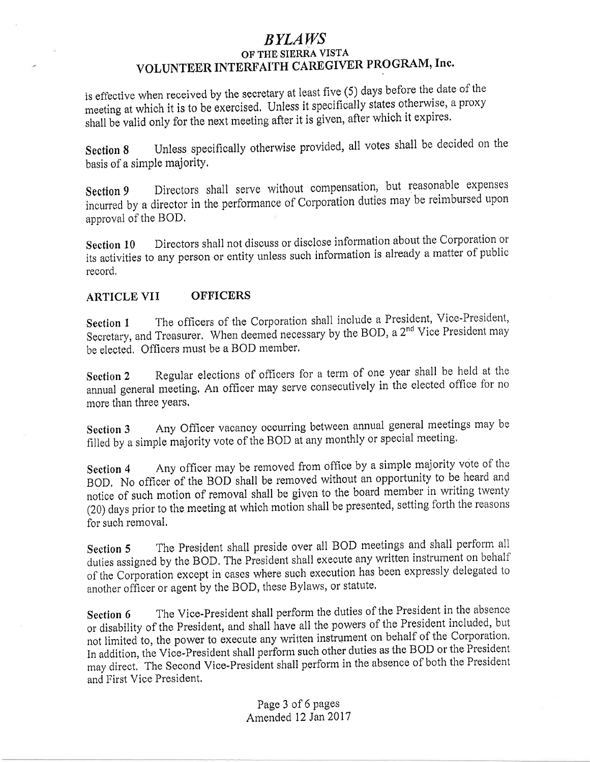is effective when received by the secretary at least five (5) days before the date of the meeting at which it is to be exercised. Unless it specifically states otherwise, a proxy shall be valid only for the next meeting after it is given, after which it expires.

**Section 8** Unless specifically otherwise provided, all votes shall be decided on the basis of a simple majority.

**Section 9** Directors shall serve without compensation, but reasonable expenses incurred by a director in the performance of Corporation duties may be reimbursed upon approval of the BOD.

**Section 10** Directors shall not discuss or disclose information about the Corporation or its activities to any person or entity unless such information is already a matter of public record.

## ARTICLE VII OFFICERS

**Section 1** The officers of the Corporation shall include a President, Vice-President, Secretary, and Treasurer. When deemed necessary by the BOD, a 2nd Vice President may be elected. Officers must be a BOD member.

**Section 2** Regular elections of officers for a term of one year shall be held at the annual general meeting. An officer may serve consecutively in the elected office for no more than three years.

**Section 3** Any Officer vacancy occurring between annual general meetings may be filled by a simple majority vote of the BOD at any monthly or special meeting.

**Section 4** Any officer may be removed from office by a simple majority vote of the BOD. No officer of the BOD shall be removed without an opportunity to be heard and notice of such motion of removal shall be given to the board member in writing twenty (20) days prior to the meeting at which motion shall be presented, setting forth the reasons for such removal.

**Section 5** The President shall preside over all BOD meetings and shall perform all duties assigned by the BOD. The President shall execute any written instrument on behalf of the Corporation except in cases where such execution has been expressly delegated to another officer or agent by the BOD, these Bylaws, or statute.

**Section 6** The Vice-President shall perform the duties of the President in the absence or disability of the President, and shall have all the powers of the President included, but not limited to, the power to execute any written instrument on behalf of the Corporation. In addition, the Vice-President shall perform such other duties as the BOD or the President may direct. The Second Vice-President shall perform in the absence of both the President and First Vice President.

Amended 12 Jan 2017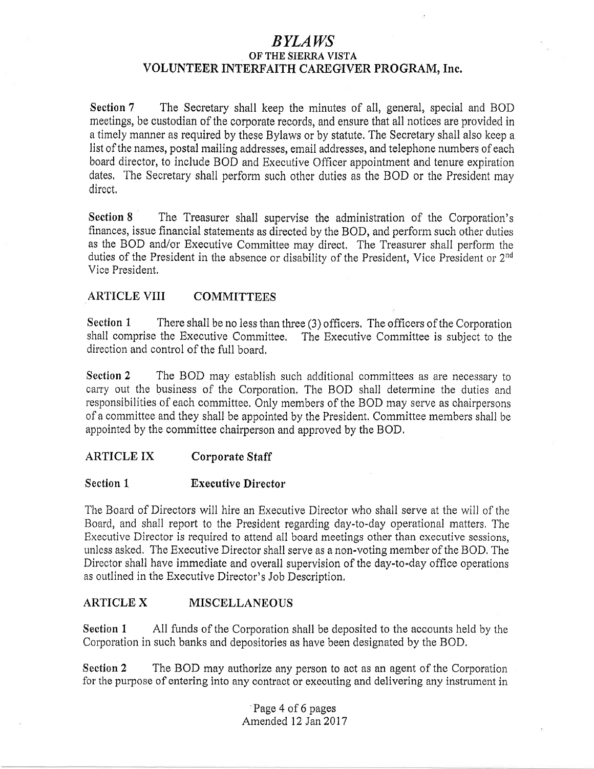**Section 7** The Secretary shall keep the minutes of all, general, special and BOD meetings, be custodian of the corporate records, and ensure that all notices are provided in a timely manner as required by these Bylaws or by statute. The Secretary shall also keep a list of the names, postal mailing addresses, email addresses, and telephone numbers of each board director, to include BOD and Executive Officer appointment and tenure expiration dates. The Secretary shall perform such other duties as the BOD or the President may direct.

**Section 8** The Treasurer shall supervise the administration of the Corporation's finances, issue financial statements as directed by the BOD, and perform such other duties as the BOD and/or Executive Committee may direct. The Treasurer shall perform the duties of the President in the absence or disability of the President, Vice President or 2nd Vice President.

## ARTICLE VIII COMMITTEES

**Section 1** There shall be no less than three (3) officers. The officers of the Corporation shall comprise the Executive Committee. The Executive Committee is subject to the direction and control of the full board.

**Section 2** The BOD may establish such additional committees as are necessary to carry out the business of the Corporation. The BOD shall determine the duties and responsibilities of each committee. Only members of the BOD may serve as chairpersons of a committee and they shall be appointed by the President. Committee members shall be appointed by the committee chairperson and approved by the BOD.

## ARTICLE IX Corporate Staff

### Section 1 Executive Director

The Board of Directors will hire an Executive Director who shall serve at the will of the Board, and shall report to the President regarding day-to-day operational matters. The Executive Director is required to attend all board meetings other than executive sessions, unless asked. The Executive Director shall serve as a non-voting member of the BOD. The Director shall have immediate and overall supervision of the day-to-day office operations as outlined in the Executive Director's Job Description.

## ARTICLE X MISCELLANEOUS

**Section 1** All funds of the Corporation shall be deposited to the accounts held by the Corporation in such banks and depositories as have been designated by the BOD.

**Section 2** The BOD may authorize any person to act as an agent of the Corporation for the purpose of entering into any contract or executing and delivering any instrument in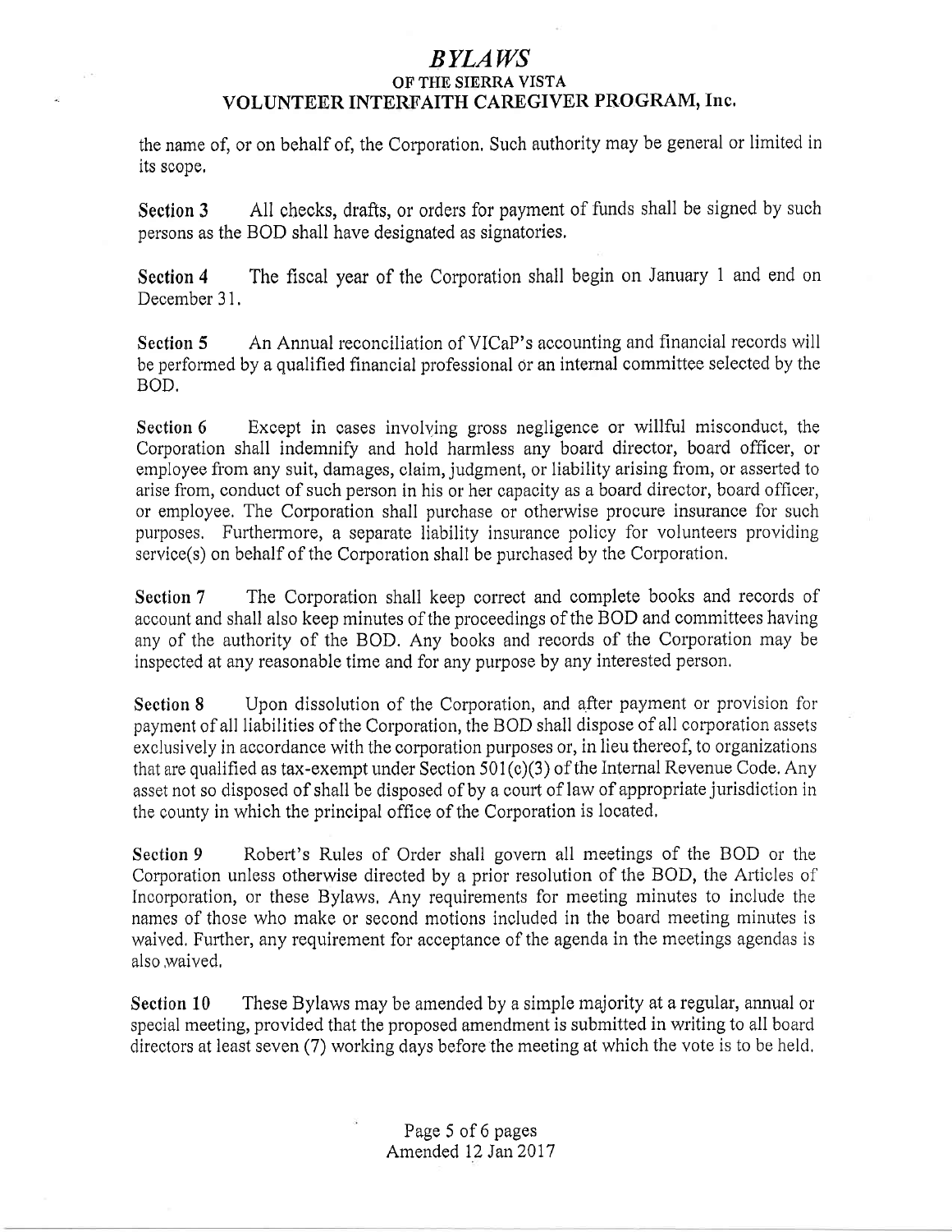the name of, or on behalf of, the Corporation. Such authority may be general or limited in its scope.

**Section 3** All checks, drafts, or orders for payment of funds shall be signed by such persons as the BOD shall have designated as signatories.

**Section 4** The fiscal year of the Corporation shall begin on January 1 and end on December 31.

**Section 5** An Annual reconciliation of VICaP's accounting and financial records will be performed by a qualified financial professional or an internal committee selected by the BOD.

**Section 6** Except in cases involving gross negligence or willful misconduct, the Corporation shall indemnify and hold harmless any board director, board officer, or employee from any suit, damages, claim, judgment, or liability arising from, or asserted to arise from, conduct of such person in his or her capacity as a board director, board officer, or employee. The Corporation shall purchase or otherwise procure insurance for such purposes. Furthermore, a separate liability insurance policy for volunteers providing service(s) on behalf of the Corporation shall be purchased by the Corporation.

**Section 7** The Corporation shall keep correct and complete books and records of account and shall also keep minutes of the proceedings of the BOD and committees having any of the authority of the BOD. Any books and records of the Corporation may be inspected at any reasonable time and for any purpose by any interested person.

**Section 8** Upon dissolution of the Corporation, and after payment or provision for payment of all liabilities of the Corporation, the BOD shall dispose of all corporation assets exclusively in accordance with the corporation purposes or, in lieu thereof, to organizations that are qualified as tax-exempt under Section 501(c)(3) of the Internal Revenue Code. Any asset not so disposed of shall be disposed of by a court of law of appropriate jurisdiction in the county in which the principal office of the Corporation is located.

**Section 9** Robert's Rules of Order shall govern all meetings of the BOD or the Corporation unless otherwise directed by a prior resolution of the BOD, the Articles of Incorporation, or these Bylaws. Any requirements for meeting minutes to include the names of those who make or second motions included in the board meeting minutes is waived. Further, any requirement for acceptance of the agenda in the meetings agendas is also waived.

**Section 10** These Bylaws may be amended by a simple majority at a regular, annual or special meeting, provided that the proposed amendment is submitted in writing to all board directors at least seven (7) working days before the meeting at which the vote is to be held.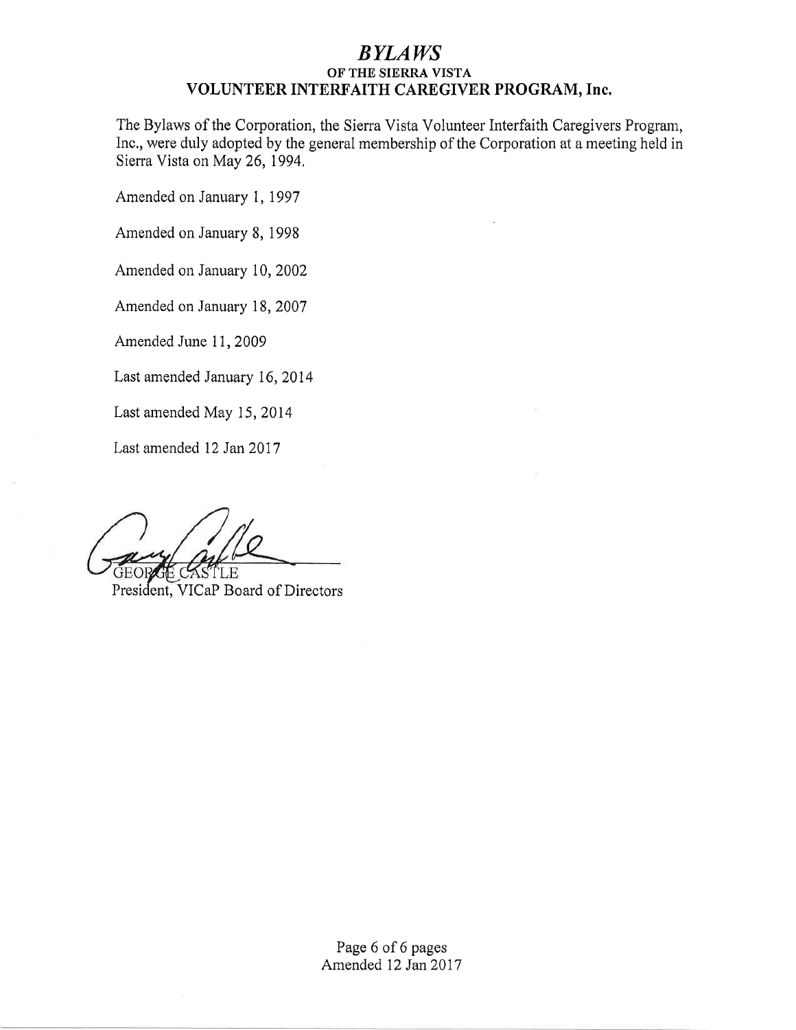# *BYLAWS*

### OF THE SIERRA VISTA
### VOLUNTEER INTERFAITH CAREGIVER PROGRAM, Inc.

The Bylaws of the Corporation, the Sierra Vista Volunteer Interfaith Caregivers Program, Inc., were duly adopted by the general membership of the Corporation at a meeting held in Sierra Vista on May 26, 1994.

Amended on January 1, 1997

Amended on January 8, 1998

Amended on January 10, 2002

Amended on January 18, 2007

Amended June 11, 2009

Last amended January 16, 2014

Last amended May 15, 2014

Last amended 12 Jan 2017

GEORGE CASTLE
President, VICaP Board of Directors